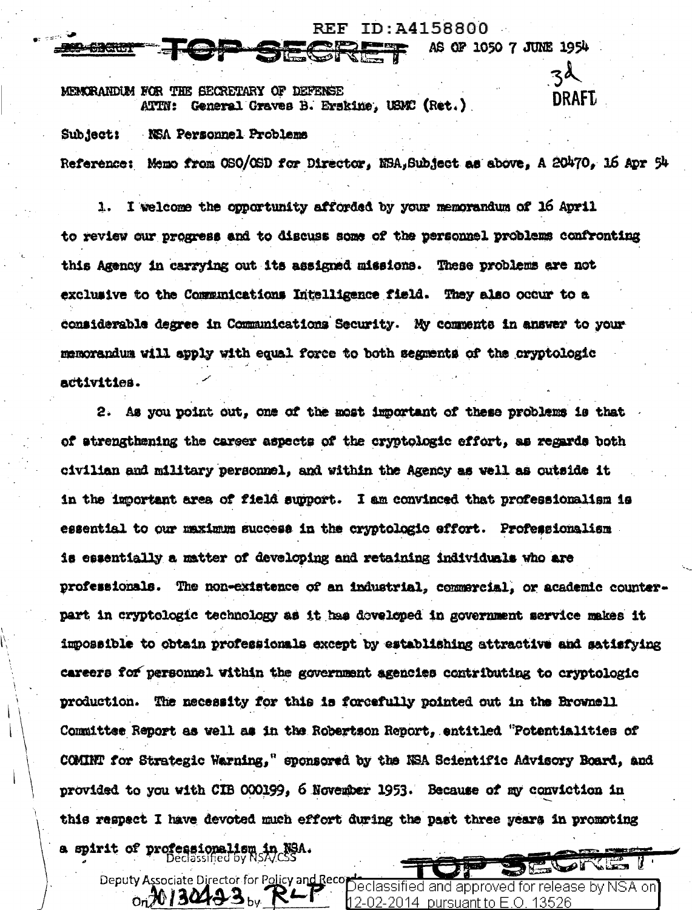REF ID:A4158800

TOP SECRET AS OF 1050 7 JUNE 1954

3d

DRAFT

MEMORANDUM FOR THE SECRETARY OF DEFENSE
ATTN: General Graves B. Erskine, USMC (Ret.)

Subject: NSA Personnel Problems

Reference: Memo from OSO/OSD for Director, NSA, Subject as above, A 20470, 16 Apr 54

1. I welcome the opportunity afforded by your memorandum of 16 April to review our progress and to discuss some of the personnel problems confronting this Agency in carrying out its assigned missions. These problems are not exclusive to the Communications Intelligence field. They also occur to a considerable degree in Communications Security. My comments in answer to your memorandum will apply with equal force to both segments of the cryptologic activities.

2. As you point out, one of the most important of these problems is that of strengthening the career aspects of the cryptologic effort, as regards both civilian and military personnel, and within the Agency as well as outside it in the important area of field support. I am convinced that professionalism is essential to our maximum success in the cryptologic effort. Professionalism is essentially a matter of developing and retaining individuals who are professionals. The non-existence of an industrial, commercial, or academic counterpart in cryptologic technology as it has developed in government service makes it impossible to obtain professionals except by establishing attractive and satisfying careers for personnel within the government agencies contributing to cryptologic production. The necessity for this is forcefully pointed out in the Brownell Committee Report as well as in the Robertson Report, entitled "Potentialities of COMINT for Strategic Warning," sponsored by the NSA Scientific Advisory Board, and provided to you with CIB 000199, 6 November 1953. Because of my conviction in this respect I have devoted much effort during the past three years in promoting a spirit of professionalism in NSA.

Declassified by NSA/CSS
Deputy Associate Director for Policy and Records
On 20130423 by RLP

Declassified and approved for release by NSA on 12-02-2014 pursuant to E.O. 13526

TOP SECRET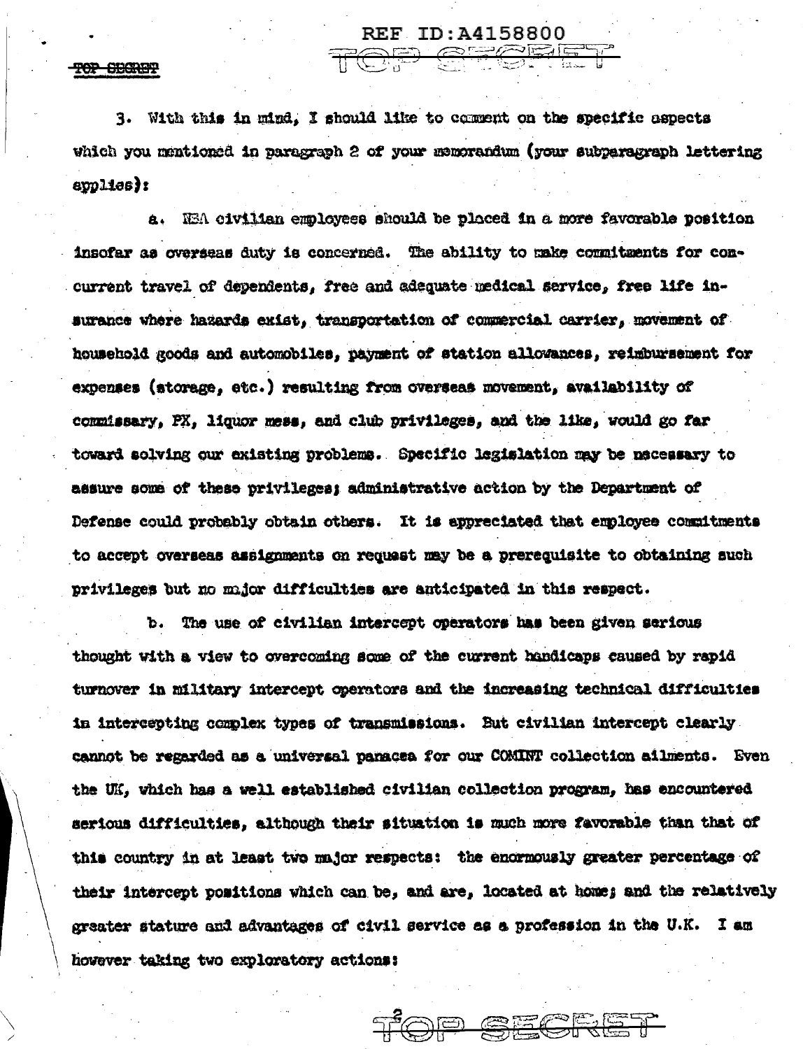3. With this in mind, I should like to comment on the specific aspects which you mentioned in paragraph 2 of your memorandum (your subparagraph lettering applies):

a. NSA civilian employees should be placed in a more favorable position insofar as overseas duty is concerned. The ability to make commitments for concurrent travel of dependents, free and adequate medical service, free life insurance where hazards exist, transportation of commercial carrier, movement of household goods and automobiles, payment of station allowances, reimbursement for expenses (storage, etc.) resulting from overseas movement, availability of commissary, PX, liquor mess, and club privileges, and the like, would go far toward solving our existing problems. Specific legislation may be necessary to assure some of these privileges; administrative action by the Department of Defense could probably obtain others. It is appreciated that employee commitments to accept overseas assignments on request may be a prerequisite to obtaining such privileges but no major difficulties are anticipated in this respect.

b. The use of civilian intercept operators has been given serious thought with a view to overcoming some of the current handicaps caused by rapid turnover in military intercept operators and the increasing technical difficulties in intercepting complex types of transmissions. But civilian intercept clearly cannot be regarded as a universal panacea for our COMINT collection ailments. Even the UK, which has a well established civilian collection program, has encountered serious difficulties, although their situation is much more favorable than that of this country in at least two major respects: the enormously greater percentage of their intercept positions which can be, and are, located at home; and the relatively greater stature and advantages of civil service as a profession in the U.K. I am however taking two exploratory actions: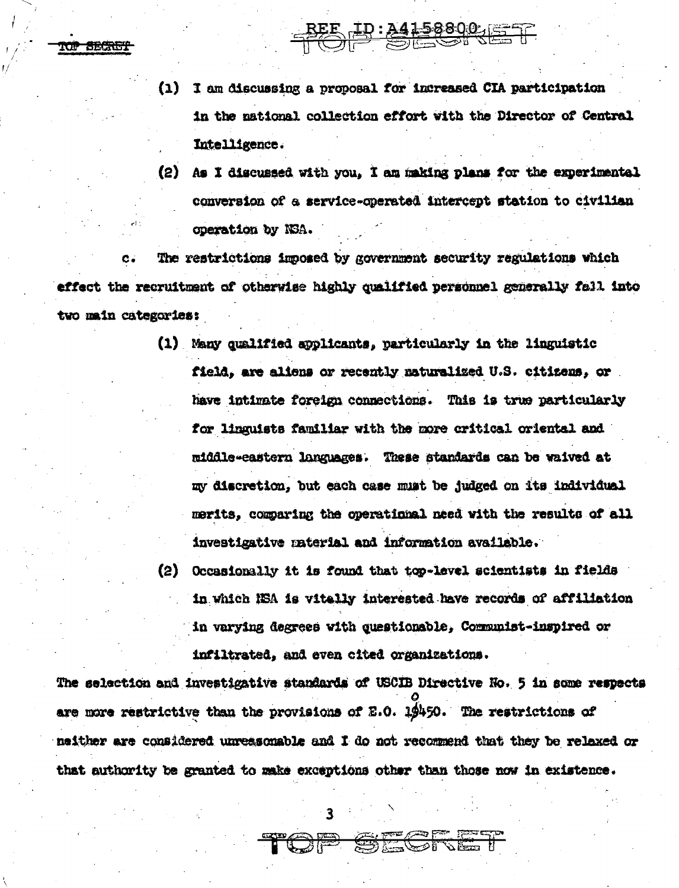(1) I am discussing a proposal for increased CIA participation in the national collection effort with the Director of Central Intelligence.

(2) As I discussed with you, I am making plans for the experimental conversion of a service-operated intercept station to civilian operation by NSA.

c. The restrictions imposed by government security regulations which effect the recruitment of otherwise highly qualified personnel generally fall into two main categories:

(1) Many qualified applicants, particularly in the linguistic field, are aliens or recently naturalized U.S. citizens, or have intimate foreign connections. This is true particularly for linguists familiar with the more critical oriental and middle-eastern languages. These standards can be waived at my discretion, but each case must be judged on its individual merits, comparing the operational need with the results of all investigative material and information available.

(2) Occasionally it is found that top-level scientists in fields in which NSA is vitally interested have records of affiliation in varying degrees with questionable, Communist-inspired or infiltrated, and even cited organizations.

The selection and investigative standards of USCIB Directive No. 5 in some respects are more restrictive than the provisions of E.O. 10450. The restrictions of neither are considered unreasonable and I do not recommend that they be relaxed or that authority be granted to make exceptions other than those now in existence.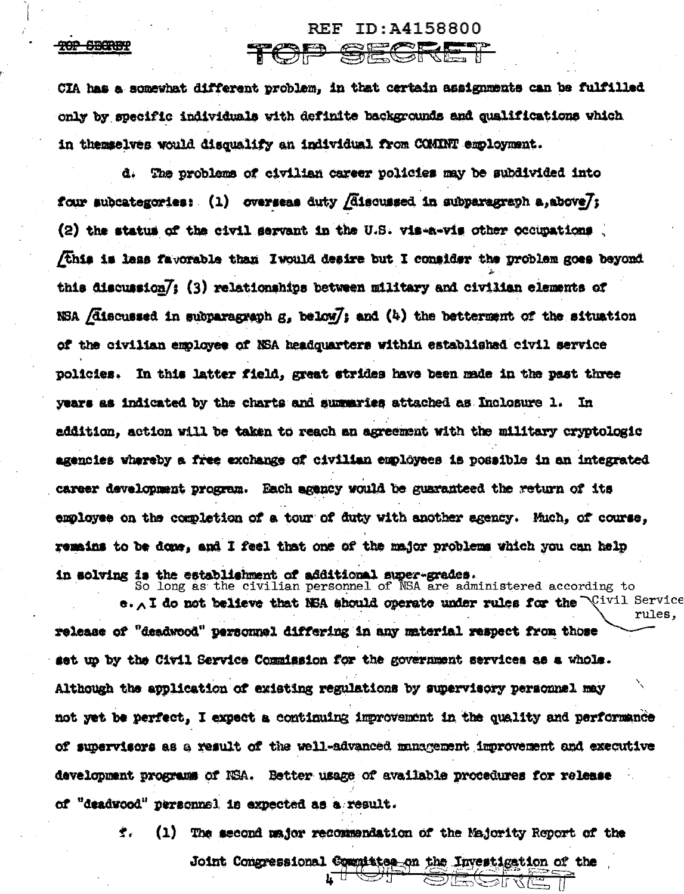CIA has a somewhat different problem, in that certain assignments can be fulfilled only by specific individuals with definite backgrounds and qualifications which in themselves would disqualify an individual from COMINT employment.

d. The problems of civilian career policies may be subdivided into four subcategories: (1) overseas duty [discussed in subparagraph a, above]; (2) the status of the civil servant in the U.S. vis-a-vis other occupations [this is less favorable than I would desire but I consider the problem goes beyond this discussion]; (3) relationships between military and civilian elements of NSA [discussed in subparagraph g, below]; and (4) the betterment of the situation of the civilian employee of NSA headquarters within established civil service policies. In this latter field, great strides have been made in the past three years as indicated by the charts and summaries attached as Inclosure 1. In addition, action will be taken to reach an agreement with the military cryptologic agencies whereby a free exchange of civilian employees is possible in an integrated career development program. Each agency would be guaranteed the return of its employee on the completion of a tour of duty with another agency. Much, of course, remains to be done, and I feel that one of the major problems which you can help in solving is the establishment of additional super-grades.

e. So long as the civilian personnel of NSA are administered according to Civil Service rules, I do not believe that NSA should operate under rules for the release of "deadwood" personnel differing in any material respect from those set up by the Civil Service Commission for the government services as a whole. Although the application of existing regulations by supervisory personnel may not yet be perfect, I expect a continuing improvement in the quality and performance of supervisors as a result of the well-advanced management improvement and executive development programs of NSA. Better usage of available procedures for release of "deadwood" personnel is expected as a result.

f. (1) The second major recommendation of the Majority Report of the Joint Congressional Committee on the Investigation of the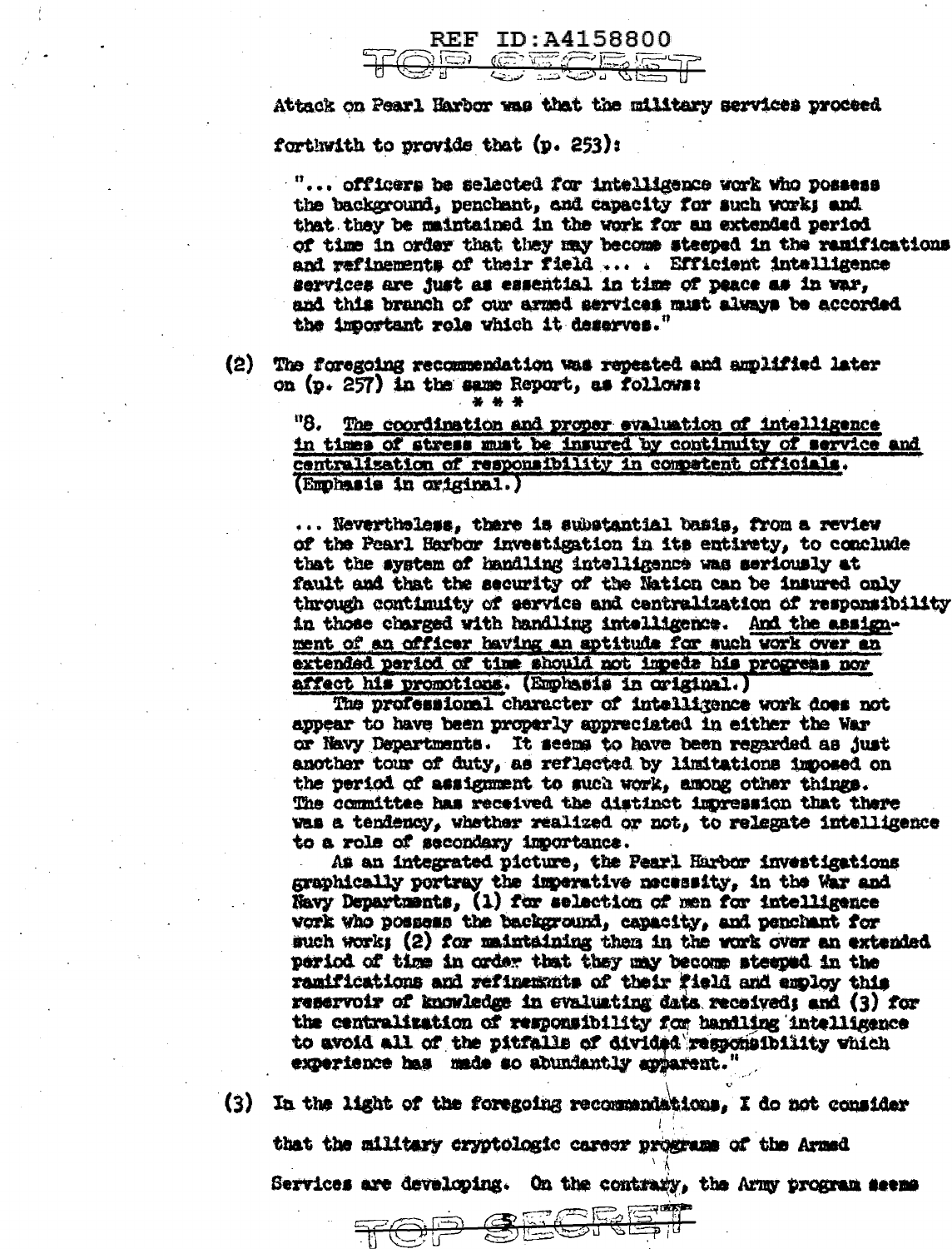Attack on Pearl Harbor was that the military services proceed forthwith to provide that (p. 253):

> "... officers be selected for intelligence work who possess the background, penchant, and capacity for such work; and that they be maintained in the work for an extended period of time in order that they may become steeped in the ramifications and refinements of their field ... . Efficient intelligence services are just as essential in time of peace as in war, and this branch of our armed services must always be accorded the important role which it deserves."

(2) The foregoing recommendation was repeated and amplified later on (p. 257) in the same Report, as follows:

\* \* \*

> "8. <u>The coordination and proper evaluation of intelligence in times of stress must be insured by continuity of service and centralization of responsibility in competent officials.</u> (Emphasis in original.)
>
> ... Nevertheless, there is substantial basis, from a review of the Pearl Harbor investigation in its entirety, to conclude that the system of handling intelligence was seriously at fault and that the security of the Nation can be insured only through continuity of service and centralization of responsibility in those charged with handling intelligence. <u>And the assignment of an officer having an aptitude for such work over an extended period of time should not impede his progress nor affect his promotions.</u> (Emphasis in original.)
>
> The professional character of intelligence work does not appear to have been properly appreciated in either the War or Navy Departments. It seems to have been regarded as just another tour of duty, as reflected by limitations imposed on the period of assignment to such work, among other things. The committee has received the distinct impression that there was a tendency, whether realized or not, to relegate intelligence to a role of secondary importance.
>
> As an integrated picture, the Pearl Harbor investigations graphically portray the imperative necessity, in the War and Navy Departments, (1) for selection of men for intelligence work who possess the background, capacity, and penchant for such work; (2) for maintaining them in the work over an extended period of time in order that they may become steeped in the ramifications and refinements of their field and employ this reservoir of knowledge in evaluating data received; and (3) for the centralization of responsibility for handling intelligence to avoid all of the pitfalls of divided responsibility which experience has made so abundantly apparent."

(3) In the light of the foregoing recommendations, I do not consider that the military cryptologic career programs of the Armed Services are developing. On the contrary, the Army program seems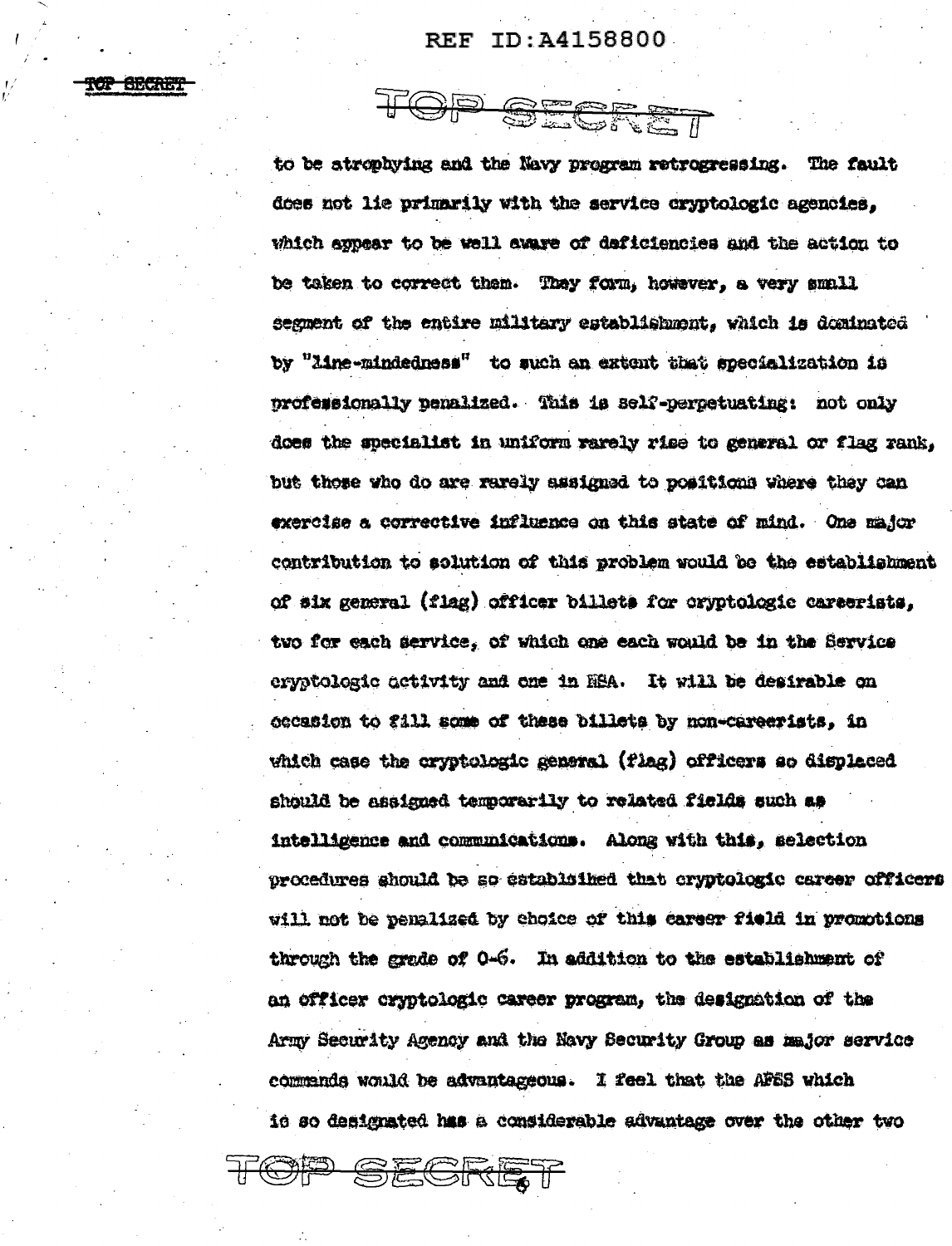to be atrophying and the Navy program retrogressing. The fault does not lie primarily with the service cryptologic agencies, which appear to be well aware of deficiencies and the action to be taken to correct them. They form, however, a very small segment of the entire military establishment, which is dominated by "line-mindedness" to such an extent that specialization is professionally penalized. This is self-perpetuating: not only does the specialist in uniform rarely rise to general or flag rank, but those who do are rarely assigned to positions where they can exercise a corrective influence on this state of mind. One major contribution to solution of this problem would be the establishment of six general (flag) officer billets for cryptologic careerists, two for each service, of which one each would be in the Service cryptologic activity and one in NSA. It will be desirable on occasion to fill some of these billets by non-careerists, in which case the cryptologic general (flag) officers so displaced should be assigned temporarily to related fields such as intelligence and communications. Along with this, selection procedures should be so established that cryptologic career officers will not be penalized by choice of this career field in promotions through the grade of O-6. In addition to the establishment of an officer cryptologic career program, the designation of the Army Security Agency and the Navy Security Group as major service commands would be advantageous. I feel that the AFSS which is so designated has a considerable advantage over the other two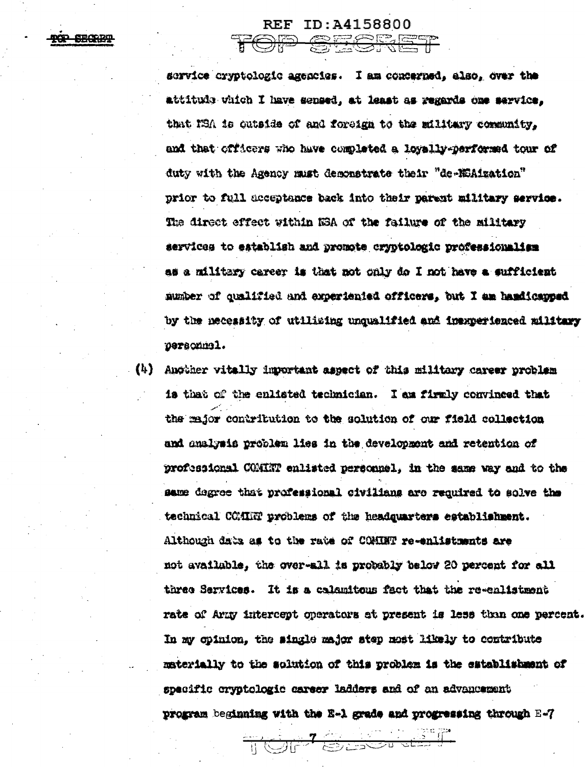service cryptologic agencies. I am concerned, also, over the attitude which I have sensed, at least as regards one service, that NSA is outside of and foreign to the military community, and that officers who have completed a loyally-performed tour of duty with the Agency must demonstrate their "de-NSAization" prior to full acceptance back into their parent military service. The direct effect within NSA of the failure of the military services to establish and promote cryptologic professionalism as a military career is that not only do I not have a sufficient number of qualified and experienied officers, but I am handicapped by the necessity of utilizing unqualified and inexperienced military personnel.

(4) Another vitally important aspect of this military career problem is that of the enlisted technician. I am firmly convinced that the major contribution to the solution of our field collection and analysis problem lies in the development and retention of professional COMINT enlisted personnel, in the same way and to the same degree that professional civilians are required to solve the technical COMINT problems of the headquarters establishment. Although data as to the rate of COMINT re-enlistments are not available, the over-all is probably below 20 percent for all three Services. It is a calamitous fact that the re-enlistment rate of Army intercept operators at present is less than one percent. In my opinion, the single major step most likely to contribute materially to the solution of this problem is the establishment of specific cryptologic career ladders and of an advancement program beginning with the E-1 grade and progressing through E-7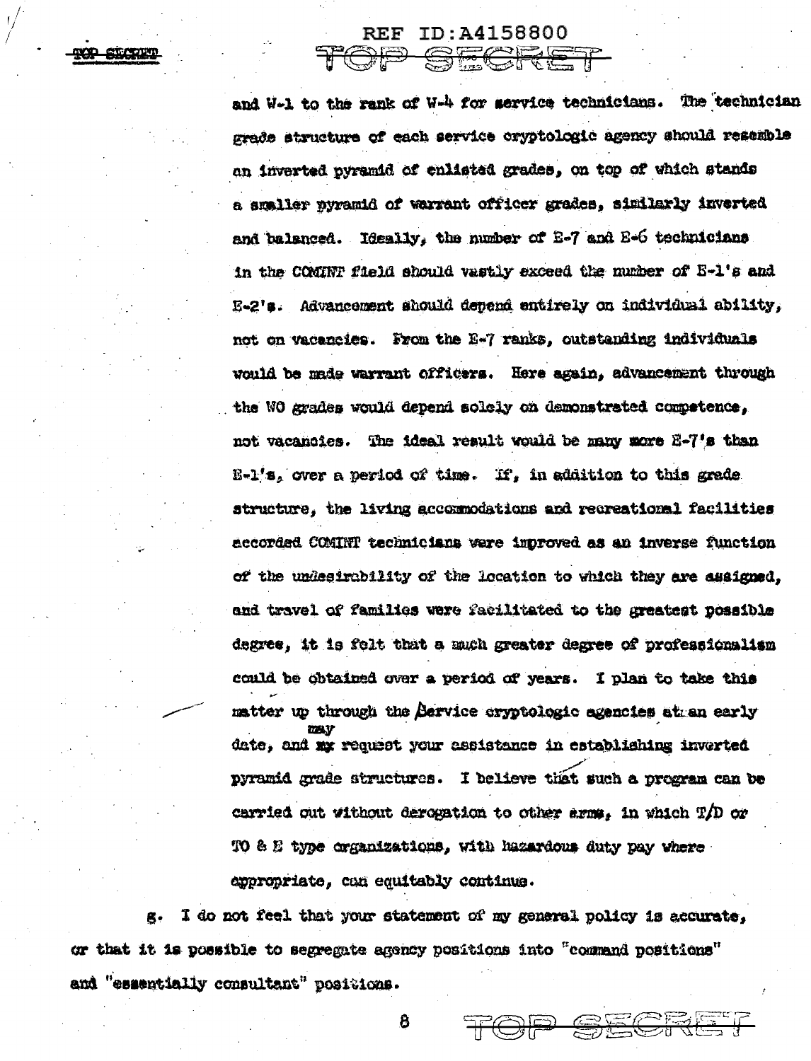and W-1 to the rank of W-4 for service technicians. The technician grade structure of each service cryptologic agency should resemble an inverted pyramid of enlisted grades, on top of which stands a smaller pyramid of warrant officer grades, similarly inverted and balanced. Ideally, the number of E-7 and E-6 technicians in the COMINT field should vastly exceed the number of E-1's and E-2's. Advancement should depend entirely on individual ability, not on vacancies. From the E-7 ranks, outstanding individuals would be made warrant officers. Here again, advancement through the WO grades would depend solely on demonstrated competence, not vacancies. The ideal result would be many more E-7's than E-1's, over a period of time. If, in addition to this grade structure, the living accommodations and recreational facilities accorded COMINT technicians were improved as an inverse function of the undesirability of the location to which they are assigned, and travel of families were facilitated to the greatest possible degree, it is felt that a much greater degree of professionalism could be obtained over a period of years. I plan to take this matter up through the Service cryptologic agencies at an early date, and may request your assistance in establishing inverted pyramid grade structures. I believe that such a program can be carried out without derogation to other arms, in which T/D or TO & E type organizations, with hazardous duty pay where appropriate, can equitably continue.

g. I do not feel that your statement of my general policy is accurate, or that it is possible to segregate agency positions into "command positions" and "essentially consultant" positions.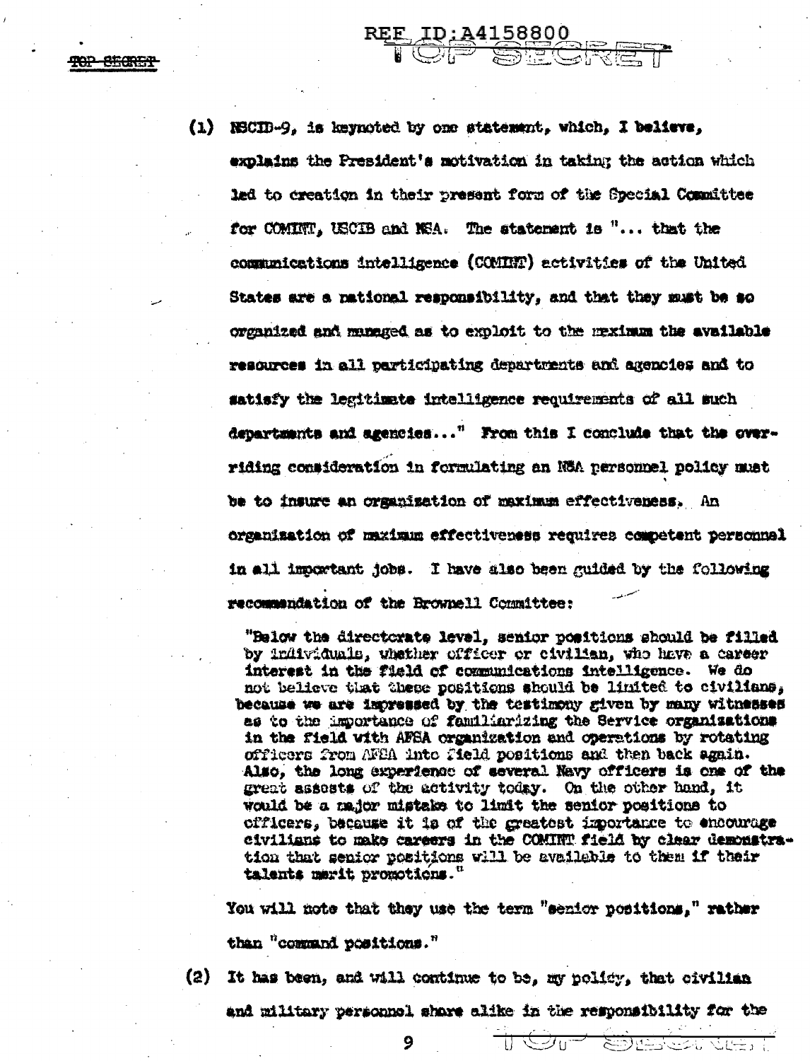(1) NSCID-9, is keynoted by one statement, which, I believe, explains the President's motivation in taking the action which led to creation in their present form of the Special Committee for COMINT, USCIB and NSA. The statement is "... that the communications intelligence (COMINT) activities of the United States are a national responsibility, and that they must be so organized and managed as to exploit to the maximum the available resources in all participating departments and agencies and to satisfy the legitimate intelligence requirements of all such departments and agencies..." From this I conclude that the overriding consideration in formulating an NSA personnel policy must be to insure an organization of maximum effectiveness. An organization of maximum effectiveness requires competent personnel in all important jobs. I have also been guided by the following recommendation of the Brownell Committee:

> "Below the directorate level, senior positions should be filled by individuals, whether officer or civilian, who have a career interest in the field of communications intelligence. We do not believe that these positions should be limited to civilians, because we are impressed by the testimony given by many witnesses as to the importance of familiarizing the Service organizations in the field with AFSA organization and operations by rotating officers from AFSA into field positions and then back again. Also, the long experience of several Navy officers is one of the great assests of the activity today. On the other hand, it would be a major mistake to limit the senior positions to officers, because it is of the greatest importance to encourage civilians to make careers in the COMINT field by clear demonstration that senior positions will be available to them if their talents merit promotions."

You will note that they use the term "senior positions," rather than "command positions."

(2) It has been, and will continue to be, my policy, that civilian and military personnel share alike in the responsibility for the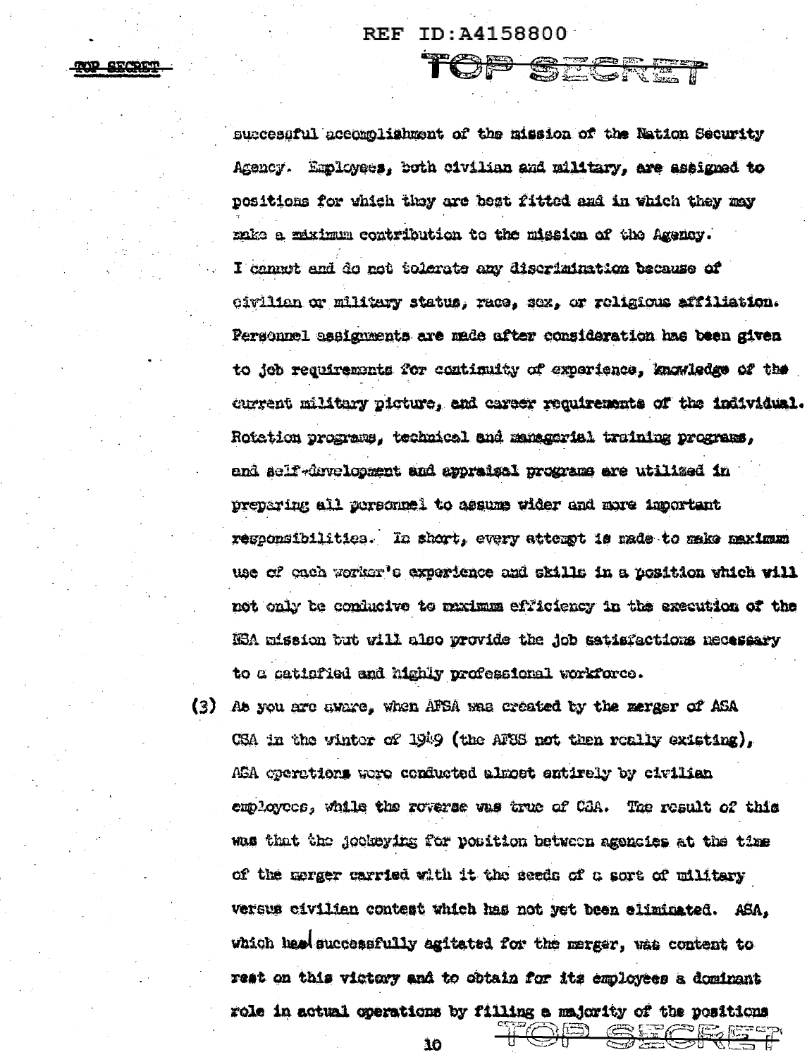successful accomplishment of the mission of the Nation Security Agency. Employees, both civilian and military, are assigned to positions for which they are best fitted and in which they may make a maximum contribution to the mission of the Agency. I cannot and do not tolerate any discrimination because of civilian or military status, race, sex, or religious affiliation. Personnel assignments are made after consideration has been given to job requirements for continuity of experience, knowledge of the current military picture, and career requirements of the individual. Rotation programs, technical and managerial training programs, and self-development and appraisal programs are utilized in preparing all personnel to assume wider and more important responsibilities. In short, every attempt is made to make maximum use of each worker's experience and skills in a position which will not only be conducive to maximum efficiency in the execution of the NSA mission but will also provide the job satisfactions necessary to a satisfied and highly professional workforce.

(3) As you are aware, when AFSA was created by the merger of ASA CSA in the winter of 1949 (the AFSS not then really existing), ASA operations were conducted almost entirely by civilian employees, while the reverse was true of CSA. The result of this was that the jockeying for position between agencies at the time of the merger carried with it the seeds of a sort of military versus civilian contest which has not yet been eliminated. ASA, which had successfully agitated for the merger, was content to rest on this victory and to obtain for its employees a dominant role in actual operations by filling a majority of the positions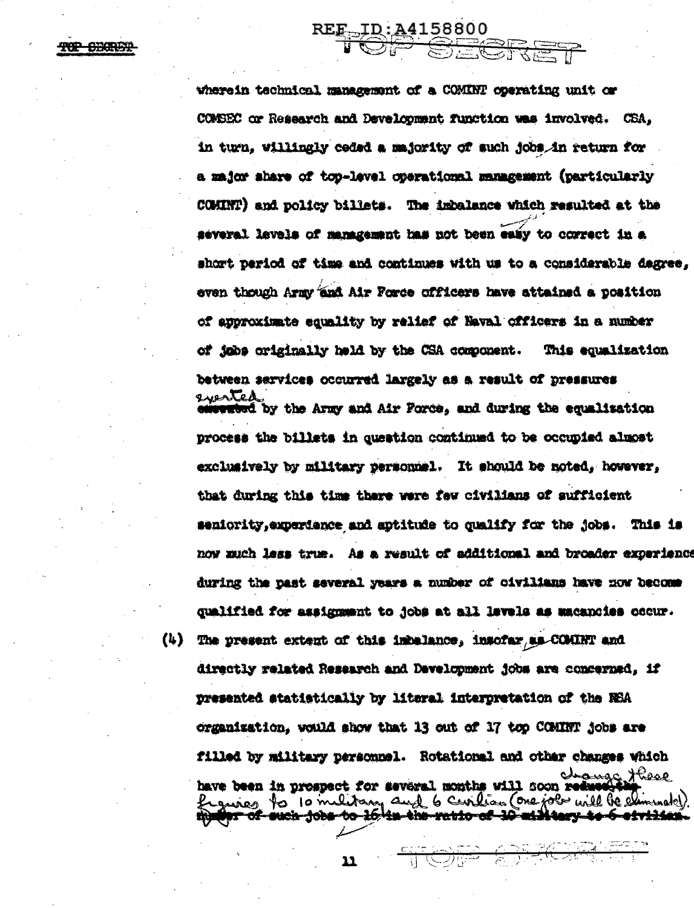wherein technical management of a COMINT operating unit or COMSEC or Research and Development function was involved. CSA, in turn, willingly ceded a majority of such jobs in return for a major share of top-level operational management (particularly COMINT) and policy billets. The imbalance which resulted at the several levels of management has not been easy to correct in a short period of time and continues with us to a considerable degree, even though Army and Air Force officers have attained a position of approximate equality by relief of Naval officers in a number of jobs originally held by the CSA component. This equalization between services occurred largely as a result of pressures exerted by the Army and Air Force, and during the equalization process the billets in question continued to be occupied almost exclusively by military personnel. It should be noted, however, that during this time there were few civilians of sufficient seniority, experience and aptitude to qualify for the jobs. This is now much less true. As a result of additional and broader experience during the past several years a number of civilians have now become qualified for assignment to jobs at all levels as vacancies occur.

(4) The present extent of this imbalance, insofar as COMINT and directly related Research and Development jobs are concerned, if presented statistically by literal interpretation of the NSA organization, would show that 13 out of 17 top COMINT jobs are filled by military personnel. Rotational and other changes which have been in prospect for several months will soon change these figures to 10 military and 6 civilian (one job will be eliminated).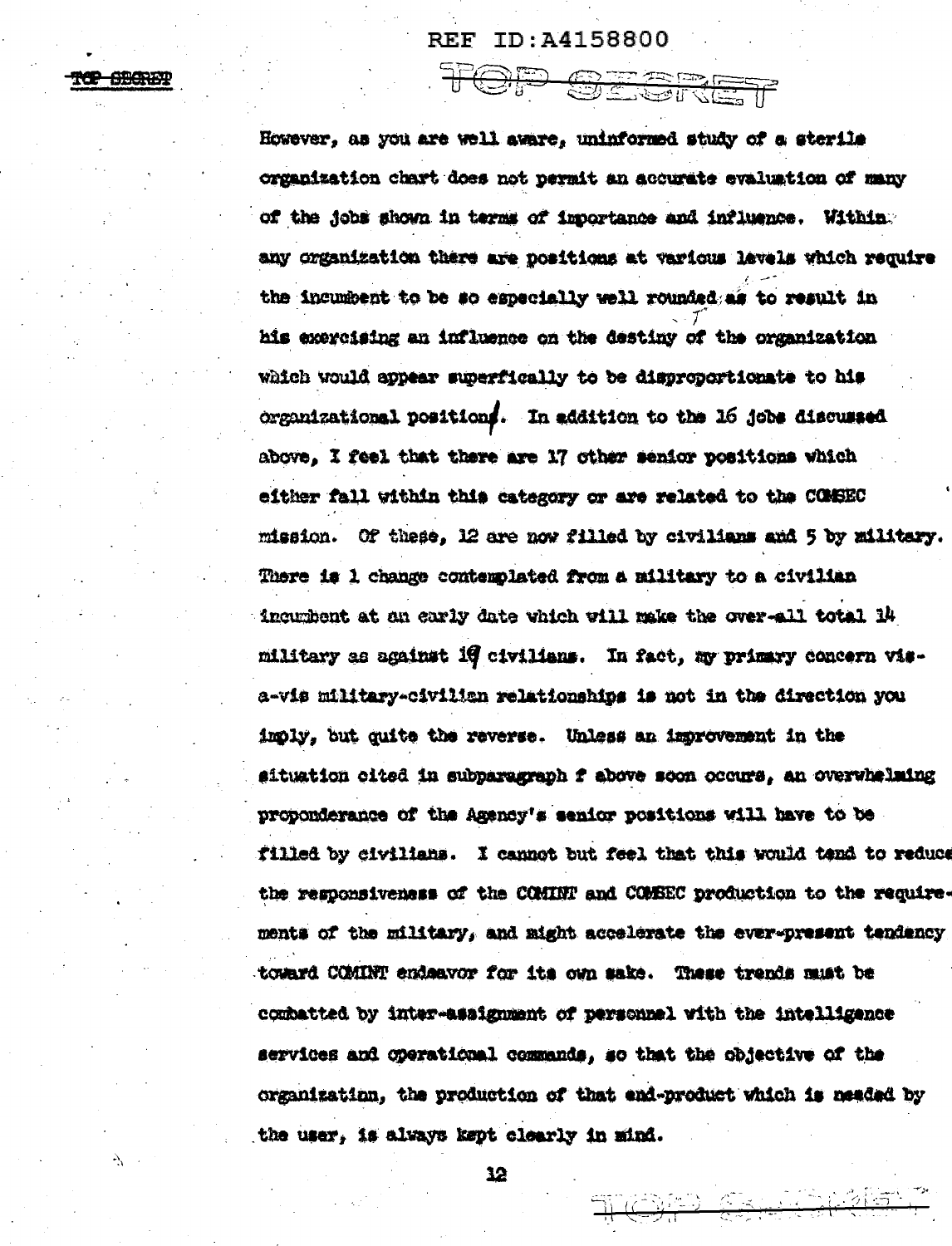However, as you are well aware, uninformed study of a sterile organization chart does not permit an accurate evaluation of many of the jobs shown in terms of importance and influence. Within any organization there are positions at various levels which require the incumbent to be so especially well rounded as to result in his exercising an influence on the destiny of the organization which would appear superfically to be disproportionate to his organizational position. In addition to the 16 jobs discussed above, I feel that there are 17 other senior positions which either fall within this category or are related to the COMSEC mission. Of these, 12 are now filled by civilians and 5 by military. There is 1 change contemplated from a military to a civilian incumbent at an early date which will make the over-all total 14 military as against 19 civilians. In fact, my primary concern vis-a-vis military-civilian relationships is not in the direction you imply, but quite the reverse. Unless an improvement in the situation cited in subparagraph f above soon occurs, an overwhelming proponderance of the Agency's senior positions will have to be filled by civilians. I cannot but feel that this would tend to reduce the responsiveness of the COMINT and COMSEC production to the requirements of the military, and might accelerate the ever-present tendency toward COMINT endeavor for its own sake. These trends must be combatted by inter-assignment of personnel with the intelligence services and operational commands, so that the objective of the organization, the production of that end-product which is needed by the user, is always kept clearly in mind.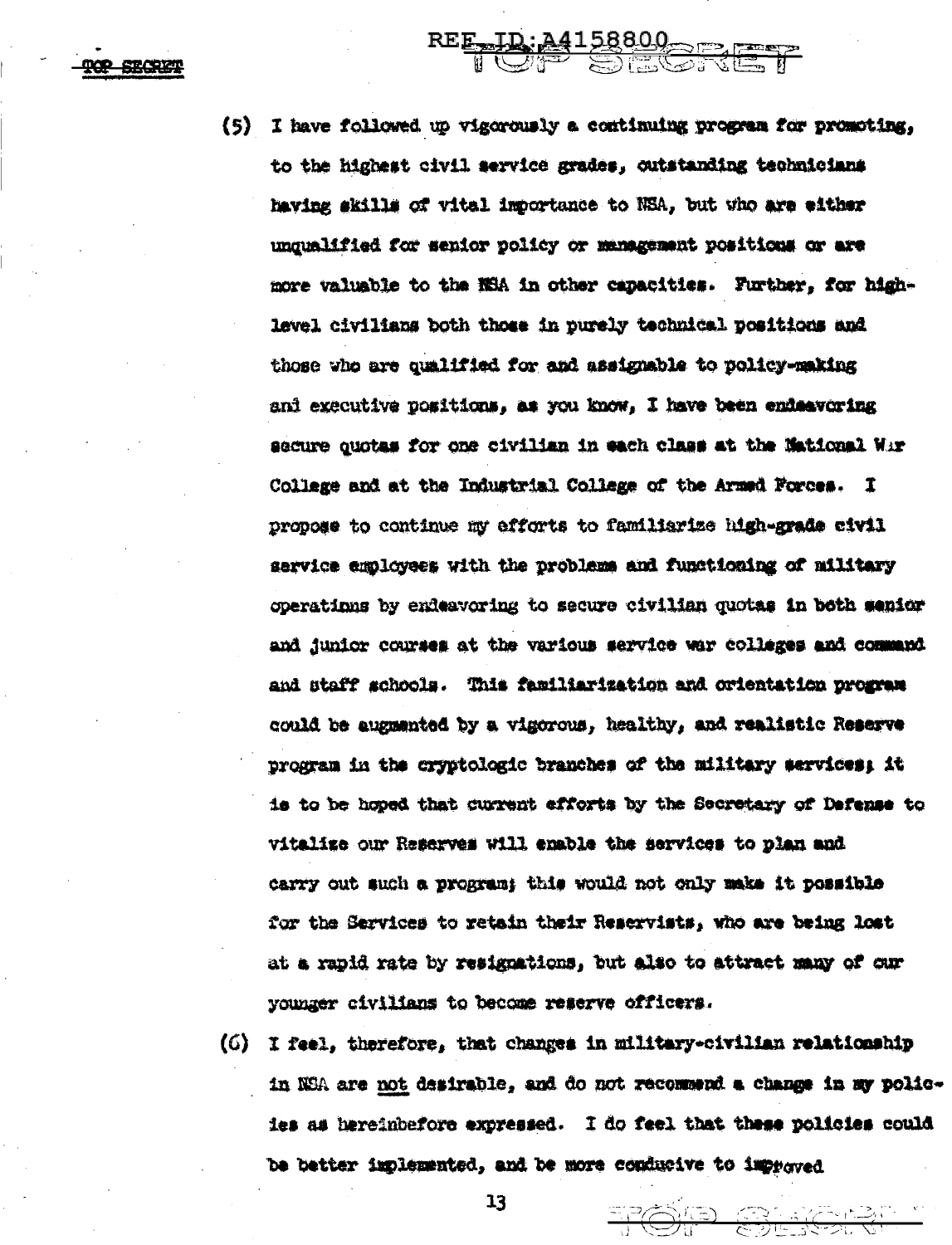(5) I have followed up vigorously a continuing program for promoting, to the highest civil service grades, outstanding technicians having skills of vital importance to NSA, but who are either unqualified for senior policy or management positions or are more valuable to the NSA in other capacities. Further, for high-level civilians both those in purely technical positions and those who are qualified for and assignable to policy-making and executive positions, as you know, I have been endeavoring secure quotas for one civilian in each class at the National War College and at the Industrial College of the Armed Forces. I propose to continue my efforts to familiarize high-grade civil service employees with the problems and functioning of military operations by endeavoring to secure civilian quotas in both senior and junior courses at the various service war colleges and command and staff schools. This familiarization and orientation program could be augmented by a vigorous, healthy, and realistic Reserve program in the cryptologic branches of the military services; it is to be hoped that current efforts by the Secretary of Defense to vitalize our Reserves will enable the services to plan and carry out such a program; this would not only make it possible for the Services to retain their Reservists, who are being lost at a rapid rate by resignations, but also to attract many of our younger civilians to become reserve officers.

(6) I feel, therefore, that changes in military-civilian relationship in NSA are not desirable, and do not recommend a change in my policies as hereinbefore expressed. I do feel that these policies could be better implemented, and be more conducive to improved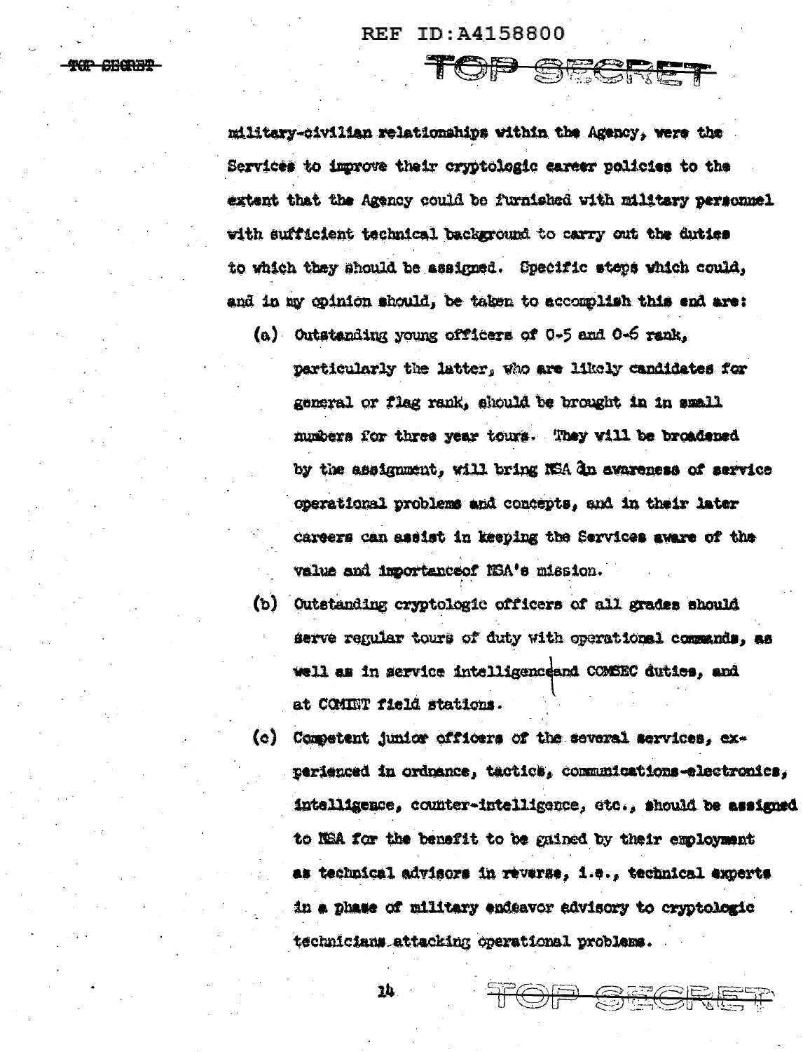military-civilian relationships within the Agency, were the Services to improve their cryptologic career policies to the extent that the Agency could be furnished with military personnel with sufficient technical background to carry out the duties to which they should be assigned. Specific steps which could, and in my opinion should, be taken to accomplish this end are:

(a) Outstanding young officers of 0-5 and 0-6 rank, particularly the latter, who are likely candidates for general or flag rank, should be brought in in small numbers for three year tours. They will be broadened by the assignment, will bring NSA an awareness of service operational problems and concepts, and in their later careers can assist in keeping the Services aware of the value and importanceof NSA's mission.

(b) Outstanding cryptologic officers of all grades should serve regular tours of duty with operational commands, as well as in service intelligence and COMSEC duties, and at COMINT field stations.

(c) Competent junior officers of the several services, experienced in ordnance, tactics, communications-electronics, intelligence, counter-intelligence, etc., should be assigned to NSA for the benefit to be gained by their employment as technical advisors in reverse, i.e., technical experts in a phase of military endeavor advisory to cryptologic technicians attacking operational problems.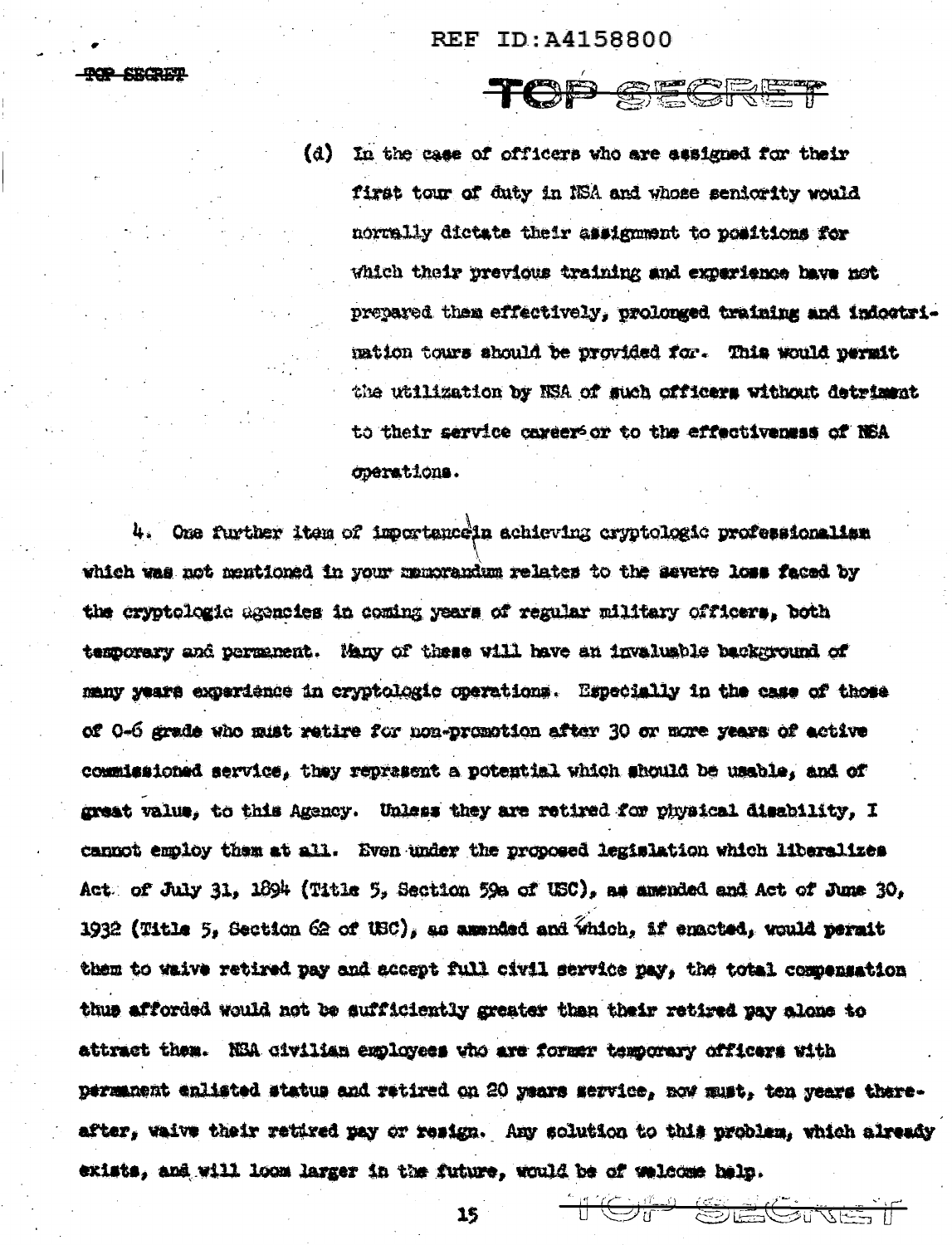(d) In the case of officers who are assigned for their first tour of duty in NSA and whose seniority would normally dictate their assignment to positions for which their previous training and experience have not prepared them effectively, prolonged training and indoctrination tours should be provided for. This would permit the utilization by NSA of such officers without detriment to their service careers or to the effectiveness of NSA operations.

4. One further item of importance in achieving cryptologic professionalism which was not mentioned in your memorandum relates to the severe loss faced by the cryptologic agencies in coming years of regular military officers, both temporary and permanent. Many of these will have an invaluable background of many years experience in cryptologic operations. Especially in the case of those of 0-6 grade who must retire for non-promotion after 30 or more years of active commissioned service, they represent a potential which should be usable, and of great value, to this Agency. Unless they are retired for physical disability, I cannot employ them at all. Even under the proposed legislation which liberalizes Act of July 31, 1894 (Title 5, Section 59a of USC), as amended and Act of June 30, 1932 (Title 5, Section 62 of USC), as amended and which, if enacted, would permit them to waive retired pay and accept full civil service pay, the total compensation thus afforded would not be sufficiently greater than their retired pay alone to attract them. NSA civilian employees who are former temporary officers with permanent enlisted status and retired on 20 years service, now must, ten years thereafter, waive their retired pay or resign. Any solution to this problem, which already exists, and will loom larger in the future, would be of welcome help.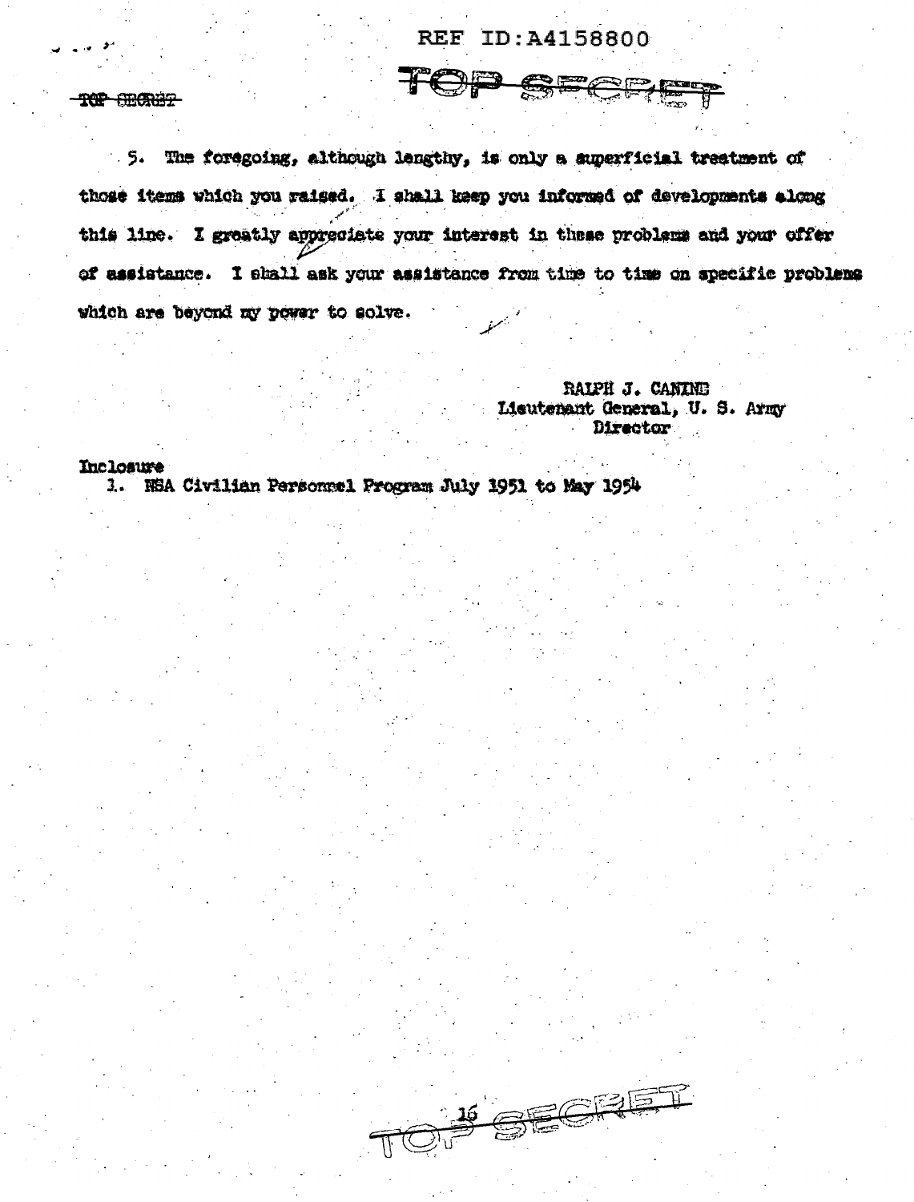5. The foregoing, although lengthy, is only a superficial treatment of those items which you raised. I shall keep you informed of developments along this line. I greatly appreciate your interest in these problems and your offer of assistance. I shall ask your assistance from time to time on specific problems which are beyond my power to solve.

RALPH J. CANINE
Lieutenant General, U. S. Army
Director

Inclosure
1. NSA Civilian Personnel Program July 1951 to May 1954